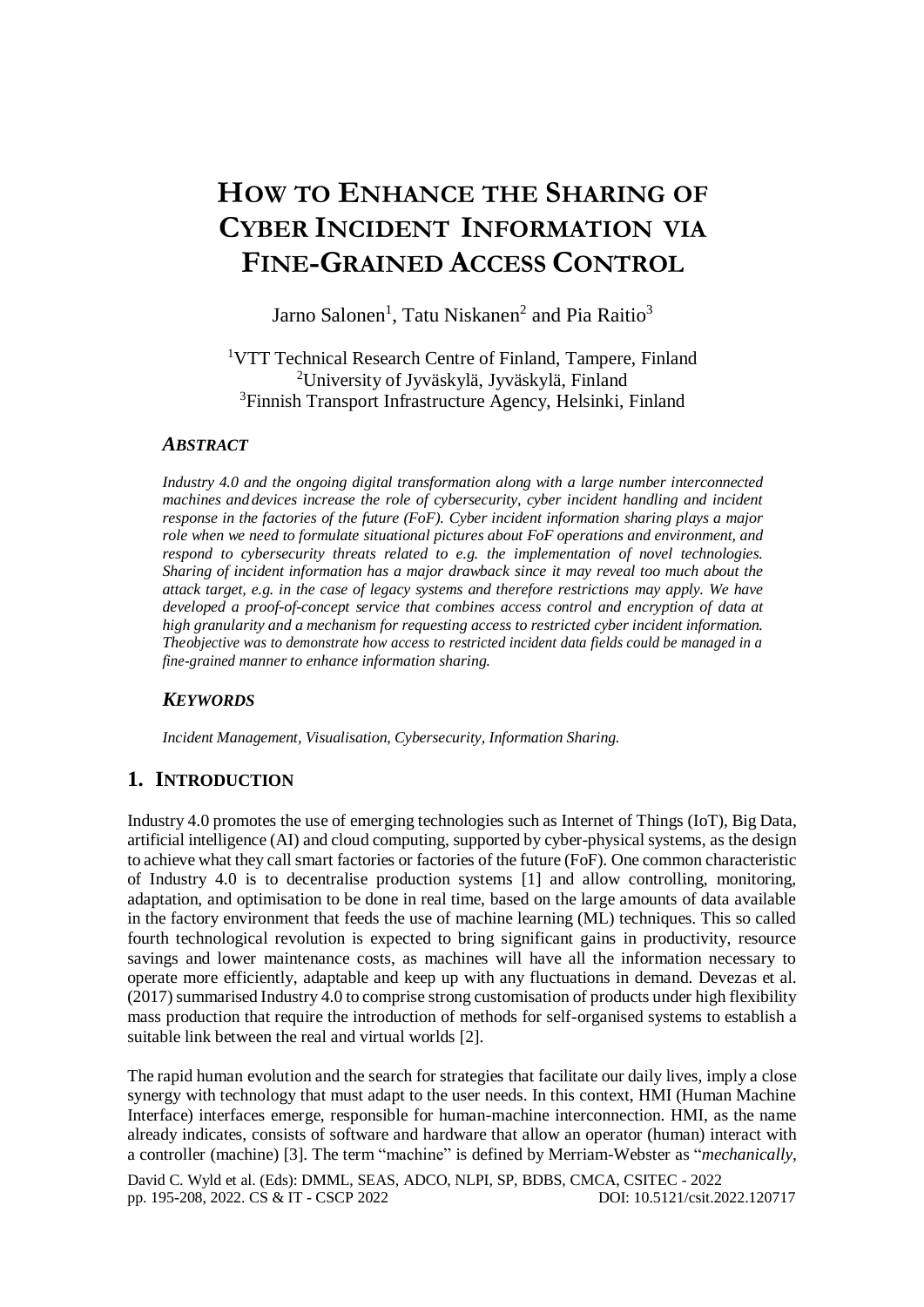# How to Enhance the Sharing of Cyber Incident Information via Fine-Grained Access Control

Jarno Salonen[1], Tatu Niskanen[2] and Pia Raitio[3]

[1]VTT Technical Research Centre of Finland, Tampere, Finland
[2]University of Jyväskylä, Jyväskylä, Finland
[3]Finnish Transport Infrastructure Agency, Helsinki, Finland

### *Abstract*

*Industry 4.0 and the ongoing digital transformation along with a large number interconnected machines and devices increase the role of cybersecurity, cyber incident handling and incident response in the factories of the future (FoF). Cyber incident information sharing plays a major role when we need to formulate situational pictures about FoF operations and environment, and respond to cybersecurity threats related to e.g. the implementation of novel technologies. Sharing of incident information has a major drawback since it may reveal too much about the attack target, e.g. in the case of legacy systems and therefore restrictions may apply. We have developed a proof-of-concept service that combines access control and encryption of data at high granularity and a mechanism for requesting access to restricted cyber incident information. Theobjective was to demonstrate how access to restricted incident data fields could be managed in a fine-grained manner to enhance information sharing.*

### *Keywords*

*Incident Management, Visualisation, Cybersecurity, Information Sharing.*

## 1. Introduction

Industry 4.0 promotes the use of emerging technologies such as Internet of Things (IoT), Big Data, artificial intelligence (AI) and cloud computing, supported by cyber-physical systems, as the design to achieve what they call smart factories or factories of the future (FoF). One common characteristic of Industry 4.0 is to decentralise production systems [1] and allow controlling, monitoring, adaptation, and optimisation to be done in real time, based on the large amounts of data available in the factory environment that feeds the use of machine learning (ML) techniques. This so called fourth technological revolution is expected to bring significant gains in productivity, resource savings and lower maintenance costs, as machines will have all the information necessary to operate more efficiently, adaptable and keep up with any fluctuations in demand. Devezas et al. (2017) summarised Industry 4.0 to comprise strong customisation of products under high flexibility mass production that require the introduction of methods for self-organised systems to establish a suitable link between the real and virtual worlds [2].

The rapid human evolution and the search for strategies that facilitate our daily lives, imply a close synergy with technology that must adapt to the user needs. In this context, HMI (Human Machine Interface) interfaces emerge, responsible for human-machine interconnection. HMI, as the name already indicates, consists of software and hardware that allow an operator (human) interact with a controller (machine) [3]. The term "machine" is defined by Merriam-Webster as "*mechanically,*

David C. Wyld et al. (Eds): DMML, SEAS, ADCO, NLPI, SP, BDBS, CMCA, CSITEC - 2022
pp. 195-208, 2022. CS & IT - CSCP 2022 DOI: 10.5121/csit.2022.120717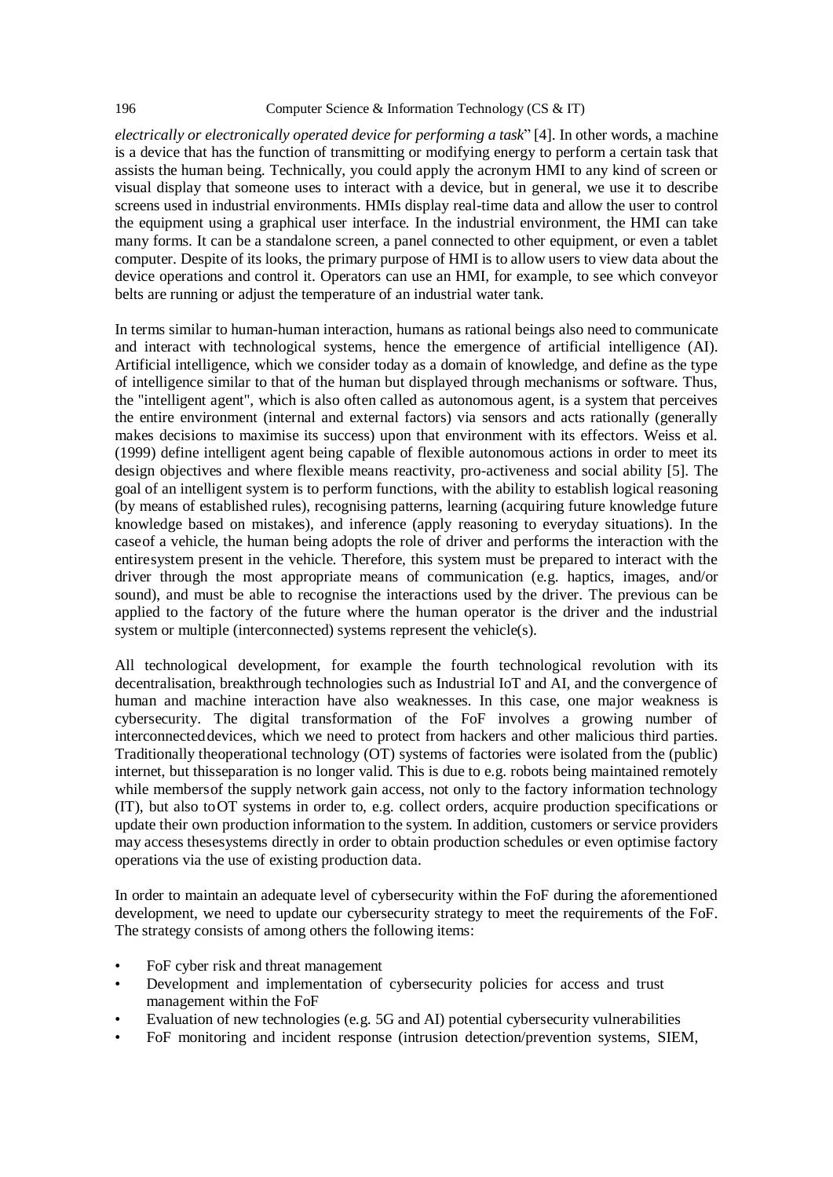*electrically or electronically operated device for performing a task*" [4]. In other words, a machine is a device that has the function of transmitting or modifying energy to perform a certain task that assists the human being. Technically, you could apply the acronym HMI to any kind of screen or visual display that someone uses to interact with a device, but in general, we use it to describe screens used in industrial environments. HMIs display real-time data and allow the user to control the equipment using a graphical user interface. In the industrial environment, the HMI can take many forms. It can be a standalone screen, a panel connected to other equipment, or even a tablet computer. Despite of its looks, the primary purpose of HMI is to allow users to view data about the device operations and control it. Operators can use an HMI, for example, to see which conveyor belts are running or adjust the temperature of an industrial water tank.

In terms similar to human-human interaction, humans as rational beings also need to communicate and interact with technological systems, hence the emergence of artificial intelligence (AI). Artificial intelligence, which we consider today as a domain of knowledge, and define as the type of intelligence similar to that of the human but displayed through mechanisms or software. Thus, the "intelligent agent", which is also often called as autonomous agent, is a system that perceives the entire environment (internal and external factors) via sensors and acts rationally (generally makes decisions to maximise its success) upon that environment with its effectors. Weiss et al. (1999) define intelligent agent being capable of flexible autonomous actions in order to meet its design objectives and where flexible means reactivity, pro-activeness and social ability [5]. The goal of an intelligent system is to perform functions, with the ability to establish logical reasoning (by means of established rules), recognising patterns, learning (acquiring future knowledge future knowledge based on mistakes), and inference (apply reasoning to everyday situations). In the caseof a vehicle, the human being adopts the role of driver and performs the interaction with the entiresystem present in the vehicle. Therefore, this system must be prepared to interact with the driver through the most appropriate means of communication (e.g. haptics, images, and/or sound), and must be able to recognise the interactions used by the driver. The previous can be applied to the factory of the future where the human operator is the driver and the industrial system or multiple (interconnected) systems represent the vehicle(s).

All technological development, for example the fourth technological revolution with its decentralisation, breakthrough technologies such as Industrial IoT and AI, and the convergence of human and machine interaction have also weaknesses. In this case, one major weakness is cybersecurity. The digital transformation of the FoF involves a growing number of interconnecteddevices, which we need to protect from hackers and other malicious third parties. Traditionally theoperational technology (OT) systems of factories were isolated from the (public) internet, but thisseparation is no longer valid. This is due to e.g. robots being maintained remotely while membersof the supply network gain access, not only to the factory information technology (IT), but also toOT systems in order to, e.g. collect orders, acquire production specifications or update their own production information to the system. In addition, customers or service providers may access thesesystems directly in order to obtain production schedules or even optimise factory operations via the use of existing production data.

In order to maintain an adequate level of cybersecurity within the FoF during the aforementioned development, we need to update our cybersecurity strategy to meet the requirements of the FoF. The strategy consists of among others the following items:

- FoF cyber risk and threat management
- Development and implementation of cybersecurity policies for access and trust management within the FoF
- Evaluation of new technologies (e.g. 5G and AI) potential cybersecurity vulnerabilities
- FoF monitoring and incident response (intrusion detection/prevention systems, SIEM,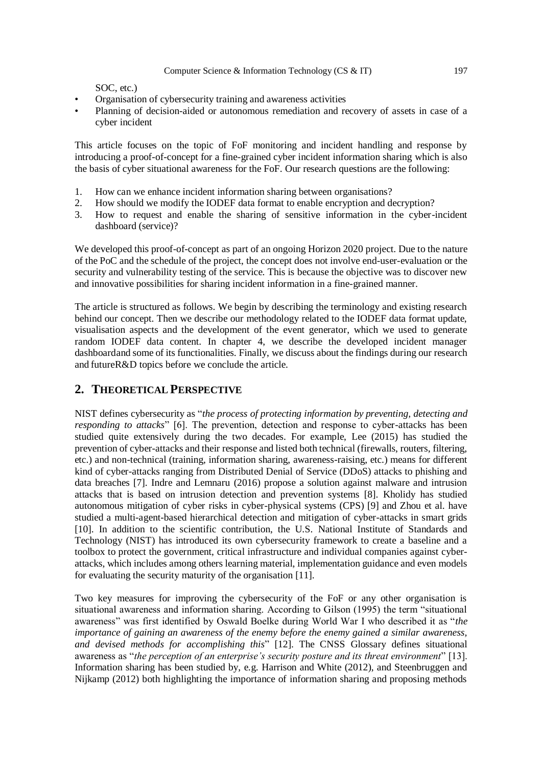SOC, etc.)

- Organisation of cybersecurity training and awareness activities
- Planning of decision-aided or autonomous remediation and recovery of assets in case of a cyber incident

This article focuses on the topic of FoF monitoring and incident handling and response by introducing a proof-of-concept for a fine-grained cyber incident information sharing which is also the basis of cyber situational awareness for the FoF. Our research questions are the following:

1. How can we enhance incident information sharing between organisations?
2. How should we modify the IODEF data format to enable encryption and decryption?
3. How to request and enable the sharing of sensitive information in the cyber-incident dashboard (service)?

We developed this proof-of-concept as part of an ongoing Horizon 2020 project. Due to the nature of the PoC and the schedule of the project, the concept does not involve end-user-evaluation or the security and vulnerability testing of the service. This is because the objective was to discover new and innovative possibilities for sharing incident information in a fine-grained manner.

The article is structured as follows. We begin by describing the terminology and existing research behind our concept. Then we describe our methodology related to the IODEF data format update, visualisation aspects and the development of the event generator, which we used to generate random IODEF data content. In chapter 4, we describe the developed incident manager dashboardand some of its functionalities. Finally, we discuss about the findings during our research and futureR&D topics before we conclude the article.

## 2. THEORETICAL PERSPECTIVE

NIST defines cybersecurity as "*the process of protecting information by preventing, detecting and responding to attacks*" [6]. The prevention, detection and response to cyber-attacks has been studied quite extensively during the two decades. For example, Lee (2015) has studied the prevention of cyber-attacks and their response and listed both technical (firewalls, routers, filtering, etc.) and non-technical (training, information sharing, awareness-raising, etc.) means for different kind of cyber-attacks ranging from Distributed Denial of Service (DDoS) attacks to phishing and data breaches [7]. Indre and Lemnaru (2016) propose a solution against malware and intrusion attacks that is based on intrusion detection and prevention systems [8]. Kholidy has studied autonomous mitigation of cyber risks in cyber-physical systems (CPS) [9] and Zhou et al. have studied a multi-agent-based hierarchical detection and mitigation of cyber-attacks in smart grids [10]. In addition to the scientific contribution, the U.S. National Institute of Standards and Technology (NIST) has introduced its own cybersecurity framework to create a baseline and a toolbox to protect the government, critical infrastructure and individual companies against cyber-attacks, which includes among others learning material, implementation guidance and even models for evaluating the security maturity of the organisation [11].

Two key measures for improving the cybersecurity of the FoF or any other organisation is situational awareness and information sharing. According to Gilson (1995) the term "situational awareness" was first identified by Oswald Boelke during World War I who described it as "*the importance of gaining an awareness of the enemy before the enemy gained a similar awareness, and devised methods for accomplishing this*" [12]. The CNSS Glossary defines situational awareness as "*the perception of an enterprise's security posture and its threat environment*" [13]. Information sharing has been studied by, e.g. Harrison and White (2012), and Steenbruggen and Nijkamp (2012) both highlighting the importance of information sharing and proposing methods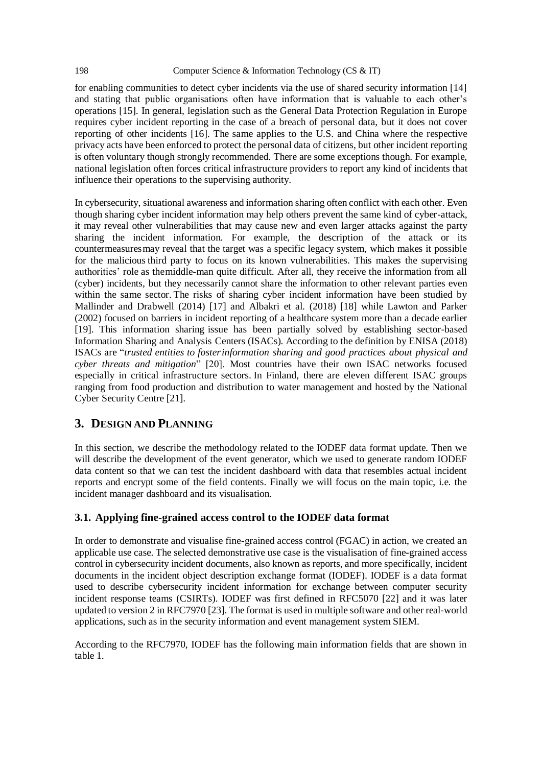for enabling communities to detect cyber incidents via the use of shared security information [14] and stating that public organisations often have information that is valuable to each other's operations [15]. In general, legislation such as the General Data Protection Regulation in Europe requires cyber incident reporting in the case of a breach of personal data, but it does not cover reporting of other incidents [16]. The same applies to the U.S. and China where the respective privacy acts have been enforced to protect the personal data of citizens, but other incident reporting is often voluntary though strongly recommended. There are some exceptions though. For example, national legislation often forces critical infrastructure providers to report any kind of incidents that influence their operations to the supervising authority.

In cybersecurity, situational awareness and information sharing often conflict with each other. Even though sharing cyber incident information may help others prevent the same kind of cyber-attack, it may reveal other vulnerabilities that may cause new and even larger attacks against the party sharing the incident information. For example, the description of the attack or its countermeasures may reveal that the target was a specific legacy system, which makes it possible for the malicious third party to focus on its known vulnerabilities. This makes the supervising authorities' role as the middle-man quite difficult. After all, they receive the information from all (cyber) incidents, but they necessarily cannot share the information to other relevant parties even within the same sector. The risks of sharing cyber incident information have been studied by Mallinder and Drabwell (2014) [17] and Albakri et al. (2018) [18] while Lawton and Parker (2002) focused on barriers in incident reporting of a healthcare system more than a decade earlier [19]. This information sharing issue has been partially solved by establishing sector-based Information Sharing and Analysis Centers (ISACs). According to the definition by ENISA (2018) ISACs are "*trusted entities to foster information sharing and good practices about physical and cyber threats and mitigation*" [20]. Most countries have their own ISAC networks focused especially in critical infrastructure sectors. In Finland, there are eleven different ISAC groups ranging from food production and distribution to water management and hosted by the National Cyber Security Centre [21].

## 3. Design and Planning

In this section, we describe the methodology related to the IODEF data format update. Then we will describe the development of the event generator, which we used to generate random IODEF data content so that we can test the incident dashboard with data that resembles actual incident reports and encrypt some of the field contents. Finally we will focus on the main topic, i.e. the incident manager dashboard and its visualisation.

### 3.1. Applying fine-grained access control to the IODEF data format

In order to demonstrate and visualise fine-grained access control (FGAC) in action, we created an applicable use case. The selected demonstrative use case is the visualisation of fine-grained access control in cybersecurity incident documents, also known as reports, and more specifically, incident documents in the incident object description exchange format (IODEF). IODEF is a data format used to describe cybersecurity incident information for exchange between computer security incident response teams (CSIRTs). IODEF was first defined in RFC5070 [22] and it was later updated to version 2 in RFC7970 [23]. The format is used in multiple software and other real-world applications, such as in the security information and event management system SIEM.

According to the RFC7970, IODEF has the following main information fields that are shown in table 1.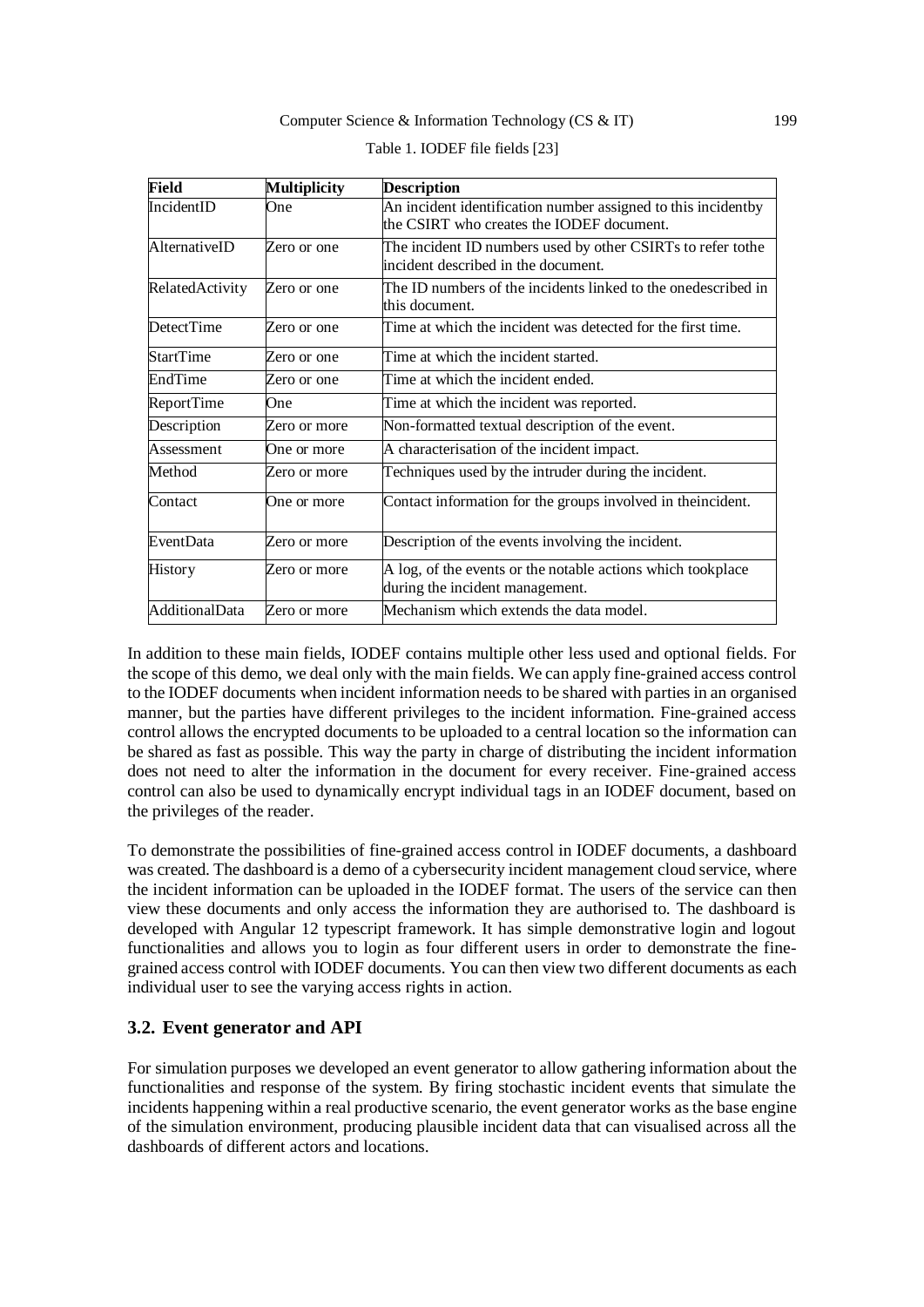Table 1. IODEF file fields [23]

| Field | Multiplicity | Description |
|---|---|---|
| IncidentID | One | An incident identification number assigned to this incidentby the CSIRT who creates the IODEF document. |
| AlternativeID | Zero or one | The incident ID numbers used by other CSIRTs to refer tothe incident described in the document. |
| RelatedActivity | Zero or one | The ID numbers of the incidents linked to the onedescribed in this document. |
| DetectTime | Zero or one | Time at which the incident was detected for the first time. |
| StartTime | Zero or one | Time at which the incident started. |
| EndTime | Zero or one | Time at which the incident ended. |
| ReportTime | One | Time at which the incident was reported. |
| Description | Zero or more | Non-formatted textual description of the event. |
| Assessment | One or more | A characterisation of the incident impact. |
| Method | Zero or more | Techniques used by the intruder during the incident. |
| Contact | One or more | Contact information for the groups involved in theincident. |
| EventData | Zero or more | Description of the events involving the incident. |
| History | Zero or more | A log, of the events or the notable actions which tookplace during the incident management. |
| AdditionalData | Zero or more | Mechanism which extends the data model. |

In addition to these main fields, IODEF contains multiple other less used and optional fields. For the scope of this demo, we deal only with the main fields. We can apply fine-grained access control to the IODEF documents when incident information needs to be shared with parties in an organised manner, but the parties have different privileges to the incident information. Fine-grained access control allows the encrypted documents to be uploaded to a central location so the information can be shared as fast as possible. This way the party in charge of distributing the incident information does not need to alter the information in the document for every receiver. Fine-grained access control can also be used to dynamically encrypt individual tags in an IODEF document, based on the privileges of the reader.

To demonstrate the possibilities of fine-grained access control in IODEF documents, a dashboard was created. The dashboard is a demo of a cybersecurity incident management cloud service, where the incident information can be uploaded in the IODEF format. The users of the service can then view these documents and only access the information they are authorised to. The dashboard is developed with Angular 12 typescript framework. It has simple demonstrative login and logout functionalities and allows you to login as four different users in order to demonstrate the fine-grained access control with IODEF documents. You can then view two different documents as each individual user to see the varying access rights in action.

### 3.2. Event generator and API

For simulation purposes we developed an event generator to allow gathering information about the functionalities and response of the system. By firing stochastic incident events that simulate the incidents happening within a real productive scenario, the event generator works as the base engine of the simulation environment, producing plausible incident data that can visualised across all the dashboards of different actors and locations.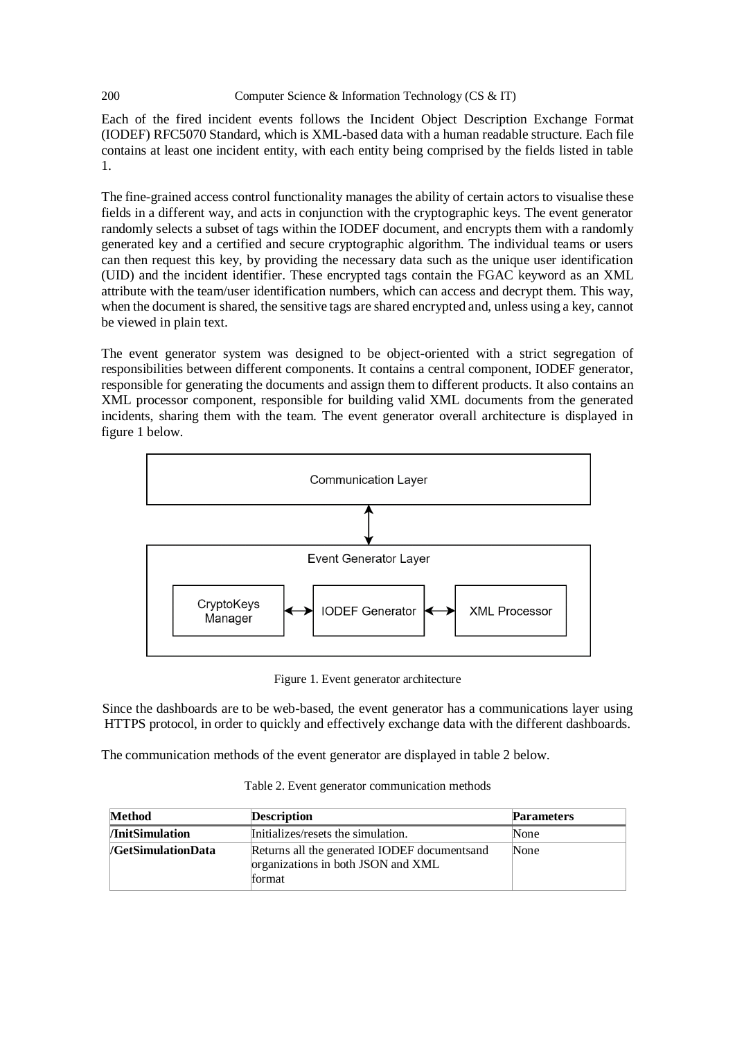Each of the fired incident events follows the Incident Object Description Exchange Format (IODEF) RFC5070 Standard, which is XML-based data with a human readable structure. Each file contains at least one incident entity, with each entity being comprised by the fields listed in table 1.

The fine-grained access control functionality manages the ability of certain actors to visualise these fields in a different way, and acts in conjunction with the cryptographic keys. The event generator randomly selects a subset of tags within the IODEF document, and encrypts them with a randomly generated key and a certified and secure cryptographic algorithm. The individual teams or users can then request this key, by providing the necessary data such as the unique user identification (UID) and the incident identifier. These encrypted tags contain the FGAC keyword as an XML attribute with the team/user identification numbers, which can access and decrypt them. This way, when the document is shared, the sensitive tags are shared encrypted and, unless using a key, cannot be viewed in plain text.

The event generator system was designed to be object-oriented with a strict segregation of responsibilities between different components. It contains a central component, IODEF generator, responsible for generating the documents and assign them to different products. It also contains an XML processor component, responsible for building valid XML documents from the generated incidents, sharing them with the team. The event generator overall architecture is displayed in figure 1 below.

Communication Layer

Event Generator Layer

CryptoKeys Manager ⟷ IODEF Generator ⟷ XML Processor

Figure 1. Event generator architecture

Since the dashboards are to be web-based, the event generator has a communications layer using HTTPS protocol, in order to quickly and effectively exchange data with the different dashboards.

The communication methods of the event generator are displayed in table 2 below.

Table 2. Event generator communication methods

| Method | Description | Parameters |
|---|---|---|
| **/InitSimulation** | Initializes/resets the simulation. | None |
| **/GetSimulationData** | Returns all the generated IODEF documentsand organizations in both JSON and XML format | None |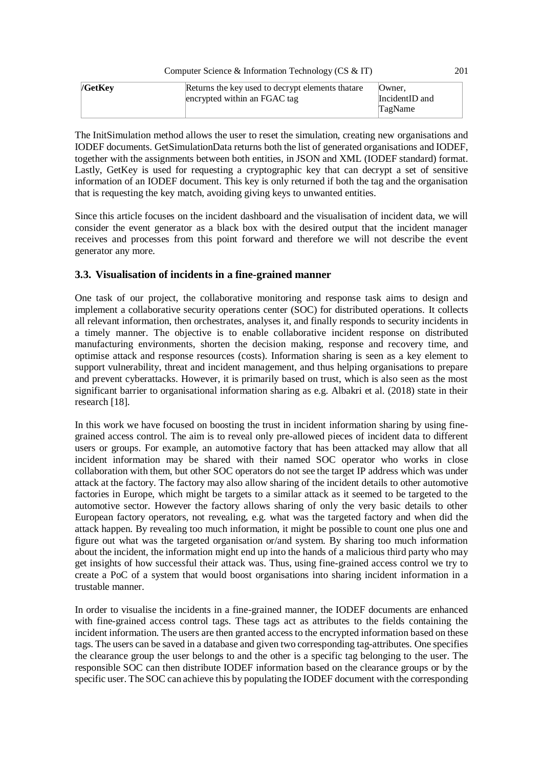| /GetKey | Returns the key used to decrypt elements thatare encrypted within an FGAC tag | Owner, IncidentID and TagName |
|---|---|---|

The InitSimulation method allows the user to reset the simulation, creating new organisations and IODEF documents. GetSimulationData returns both the list of generated organisations and IODEF, together with the assignments between both entities, in JSON and XML (IODEF standard) format. Lastly, GetKey is used for requesting a cryptographic key that can decrypt a set of sensitive information of an IODEF document. This key is only returned if both the tag and the organisation that is requesting the key match, avoiding giving keys to unwanted entities.

Since this article focuses on the incident dashboard and the visualisation of incident data, we will consider the event generator as a black box with the desired output that the incident manager receives and processes from this point forward and therefore we will not describe the event generator any more.

### 3.3. Visualisation of incidents in a fine-grained manner

One task of our project, the collaborative monitoring and response task aims to design and implement a collaborative security operations center (SOC) for distributed operations. It collects all relevant information, then orchestrates, analyses it, and finally responds to security incidents in a timely manner. The objective is to enable collaborative incident response on distributed manufacturing environments, shorten the decision making, response and recovery time, and optimise attack and response resources (costs). Information sharing is seen as a key element to support vulnerability, threat and incident management, and thus helping organisations to prepare and prevent cyberattacks. However, it is primarily based on trust, which is also seen as the most significant barrier to organisational information sharing as e.g. Albakri et al. (2018) state in their research [18].

In this work we have focused on boosting the trust in incident information sharing by using fine-grained access control. The aim is to reveal only pre-allowed pieces of incident data to different users or groups. For example, an automotive factory that has been attacked may allow that all incident information may be shared with their named SOC operator who works in close collaboration with them, but other SOC operators do not see the target IP address which was under attack at the factory. The factory may also allow sharing of the incident details to other automotive factories in Europe, which might be targets to a similar attack as it seemed to be targeted to the automotive sector. However the factory allows sharing of only the very basic details to other European factory operators, not revealing, e.g. what was the targeted factory and when did the attack happen. By revealing too much information, it might be possible to count one plus one and figure out what was the targeted organisation or/and system. By sharing too much information about the incident, the information might end up into the hands of a malicious third party who may get insights of how successful their attack was. Thus, using fine-grained access control we try to create a PoC of a system that would boost organisations into sharing incident information in a trustable manner.

In order to visualise the incidents in a fine-grained manner, the IODEF documents are enhanced with fine-grained access control tags. These tags act as attributes to the fields containing the incident information. The users are then granted access to the encrypted information based on these tags. The users can be saved in a database and given two corresponding tag-attributes. One specifies the clearance group the user belongs to and the other is a specific tag belonging to the user. The responsible SOC can then distribute IODEF information based on the clearance groups or by the specific user. The SOC can achieve this by populating the IODEF document with the corresponding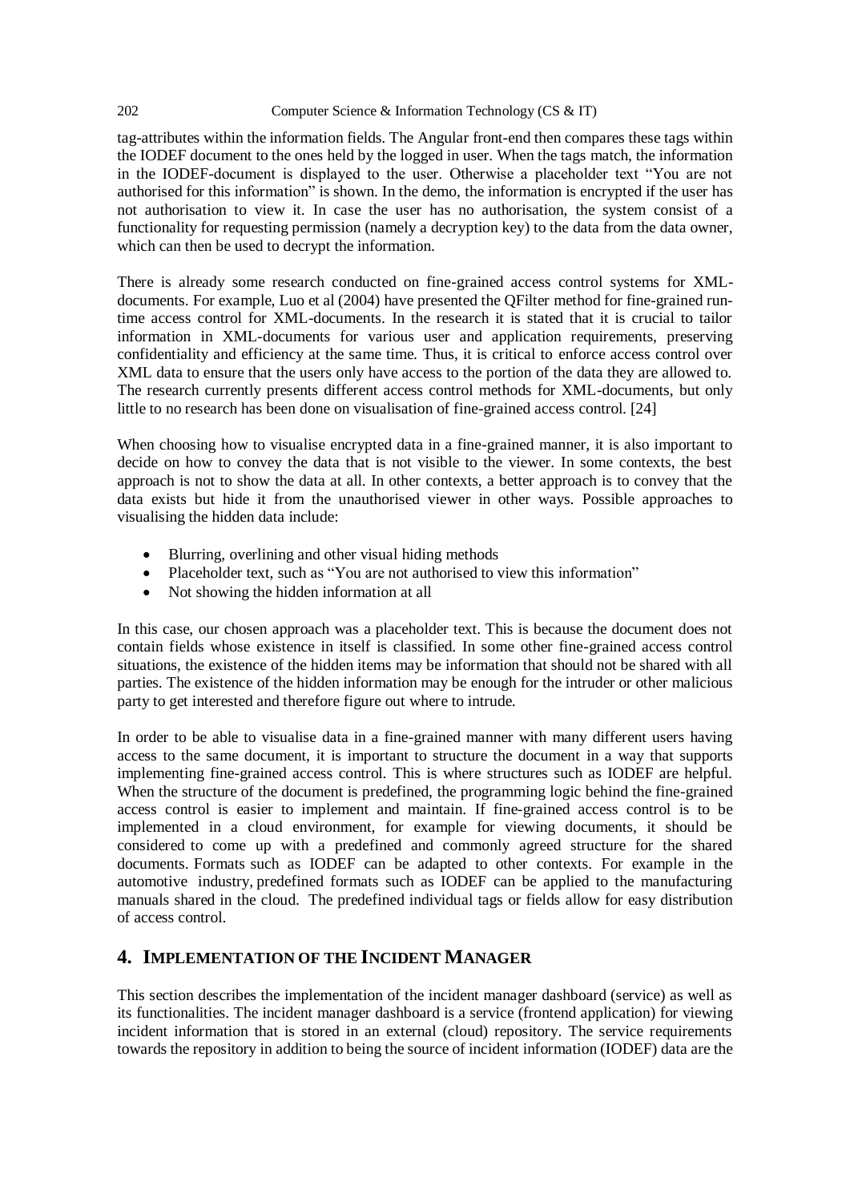tag-attributes within the information fields. The Angular front-end then compares these tags within the IODEF document to the ones held by the logged in user. When the tags match, the information in the IODEF-document is displayed to the user. Otherwise a placeholder text "You are not authorised for this information" is shown. In the demo, the information is encrypted if the user has not authorisation to view it. In case the user has no authorisation, the system consist of a functionality for requesting permission (namely a decryption key) to the data from the data owner, which can then be used to decrypt the information.

There is already some research conducted on fine-grained access control systems for XML-documents. For example, Luo et al (2004) have presented the QFilter method for fine-grained run-time access control for XML-documents. In the research it is stated that it is crucial to tailor information in XML-documents for various user and application requirements, preserving confidentiality and efficiency at the same time. Thus, it is critical to enforce access control over XML data to ensure that the users only have access to the portion of the data they are allowed to. The research currently presents different access control methods for XML-documents, but only little to no research has been done on visualisation of fine-grained access control. [24]

When choosing how to visualise encrypted data in a fine-grained manner, it is also important to decide on how to convey the data that is not visible to the viewer. In some contexts, the best approach is not to show the data at all. In other contexts, a better approach is to convey that the data exists but hide it from the unauthorised viewer in other ways. Possible approaches to visualising the hidden data include:

- Blurring, overlining and other visual hiding methods
- Placeholder text, such as "You are not authorised to view this information"
- Not showing the hidden information at all

In this case, our chosen approach was a placeholder text. This is because the document does not contain fields whose existence in itself is classified. In some other fine-grained access control situations, the existence of the hidden items may be information that should not be shared with all parties. The existence of the hidden information may be enough for the intruder or other malicious party to get interested and therefore figure out where to intrude.

In order to be able to visualise data in a fine-grained manner with many different users having access to the same document, it is important to structure the document in a way that supports implementing fine-grained access control. This is where structures such as IODEF are helpful. When the structure of the document is predefined, the programming logic behind the fine-grained access control is easier to implement and maintain. If fine-grained access control is to be implemented in a cloud environment, for example for viewing documents, it should be considered to come up with a predefined and commonly agreed structure for the shared documents. Formats such as IODEF can be adapted to other contexts. For example in the automotive industry, predefined formats such as IODEF can be applied to the manufacturing manuals shared in the cloud. The predefined individual tags or fields allow for easy distribution of access control.

## 4. Implementation of the Incident Manager

This section describes the implementation of the incident manager dashboard (service) as well as its functionalities. The incident manager dashboard is a service (frontend application) for viewing incident information that is stored in an external (cloud) repository. The service requirements towards the repository in addition to being the source of incident information (IODEF) data are the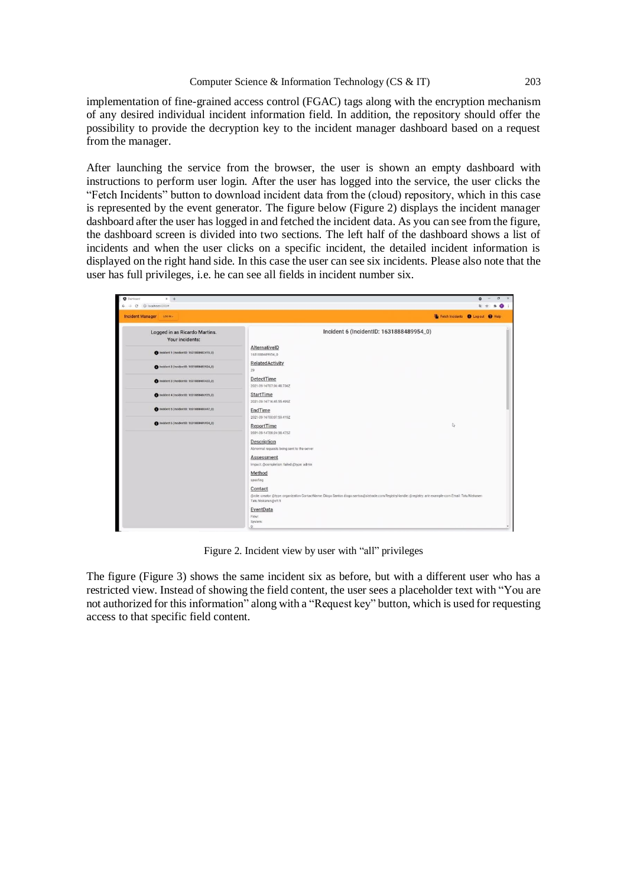implementation of fine-grained access control (FGAC) tags along with the encryption mechanism of any desired individual incident information field. In addition, the repository should offer the possibility to provide the decryption key to the incident manager dashboard based on a request from the manager.

After launching the service from the browser, the user is shown an empty dashboard with instructions to perform user login. After the user has logged into the service, the user clicks the "Fetch Incidents" button to download incident data from the (cloud) repository, which in this case is represented by the event generator. The figure below (Figure 2) displays the incident manager dashboard after the user has logged in and fetched the incident data. As you can see from the figure, the dashboard screen is divided into two sections. The left half of the dashboard shows a list of incidents and when the user clicks on a specific incident, the detailed incident information is displayed on the right hand side. In this case the user can see six incidents. Please also note that the user has full privileges, i.e. he can see all fields in incident number six.

Figure 2. Incident view by user with "all" privileges

The figure (Figure 3) shows the same incident six as before, but with a different user who has a restricted view. Instead of showing the field content, the user sees a placeholder text with "You are not authorized for this information" along with a "Request key" button, which is used for requesting access to that specific field content.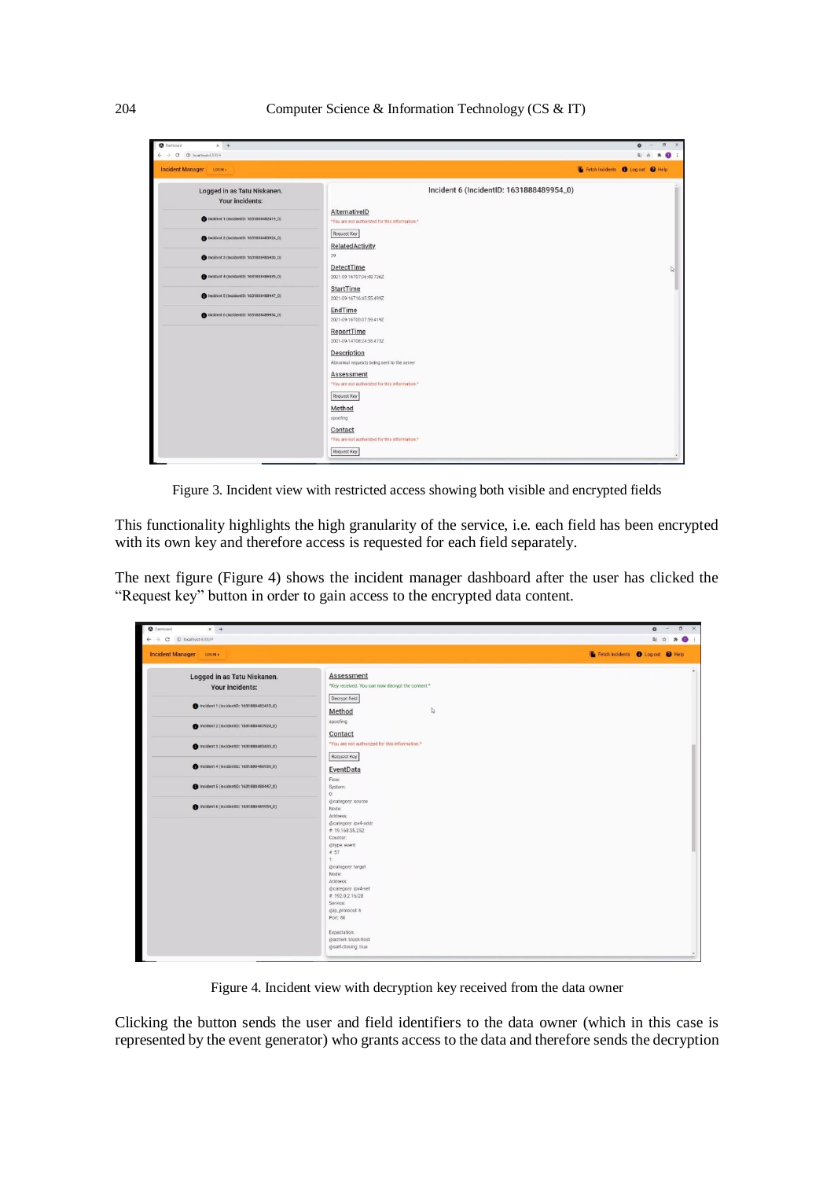Figure 3. Incident view with restricted access showing both visible and encrypted fields

This functionality highlights the high granularity of the service, i.e. each field has been encrypted with its own key and therefore access is requested for each field separately.

The next figure (Figure 4) shows the incident manager dashboard after the user has clicked the “Request key” button in order to gain access to the encrypted data content.

Figure 4. Incident view with decryption key received from the data owner

Clicking the button sends the user and field identifiers to the data owner (which in this case is represented by the event generator) who grants access to the data and therefore sends the decryption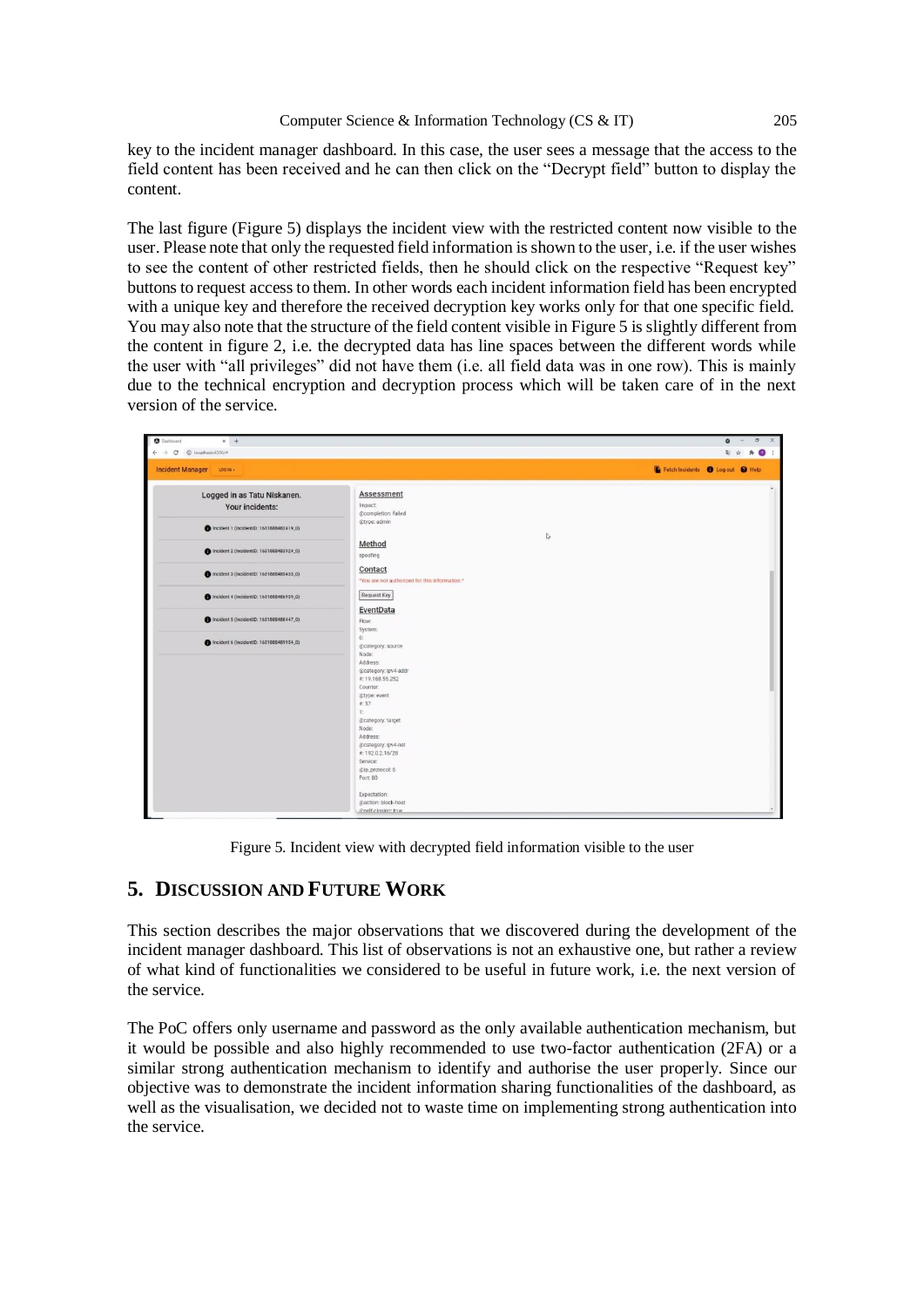key to the incident manager dashboard. In this case, the user sees a message that the access to the field content has been received and he can then click on the "Decrypt field" button to display the content.

The last figure (Figure 5) displays the incident view with the restricted content now visible to the user. Please note that only the requested field information is shown to the user, i.e. if the user wishes to see the content of other restricted fields, then he should click on the respective "Request key" buttons to request access to them. In other words each incident information field has been encrypted with a unique key and therefore the received decryption key works only for that one specific field. You may also note that the structure of the field content visible in Figure 5 is slightly different from the content in figure 2, i.e. the decrypted data has line spaces between the different words while the user with "all privileges" did not have them (i.e. all field data was in one row). This is mainly due to the technical encryption and decryption process which will be taken care of in the next version of the service.

Figure 5. Incident view with decrypted field information visible to the user

## 5. Discussion and Future Work

This section describes the major observations that we discovered during the development of the incident manager dashboard. This list of observations is not an exhaustive one, but rather a review of what kind of functionalities we considered to be useful in future work, i.e. the next version of the service.

The PoC offers only username and password as the only available authentication mechanism, but it would be possible and also highly recommended to use two-factor authentication (2FA) or a similar strong authentication mechanism to identify and authorise the user properly. Since our objective was to demonstrate the incident information sharing functionalities of the dashboard, as well as the visualisation, we decided not to waste time on implementing strong authentication into the service.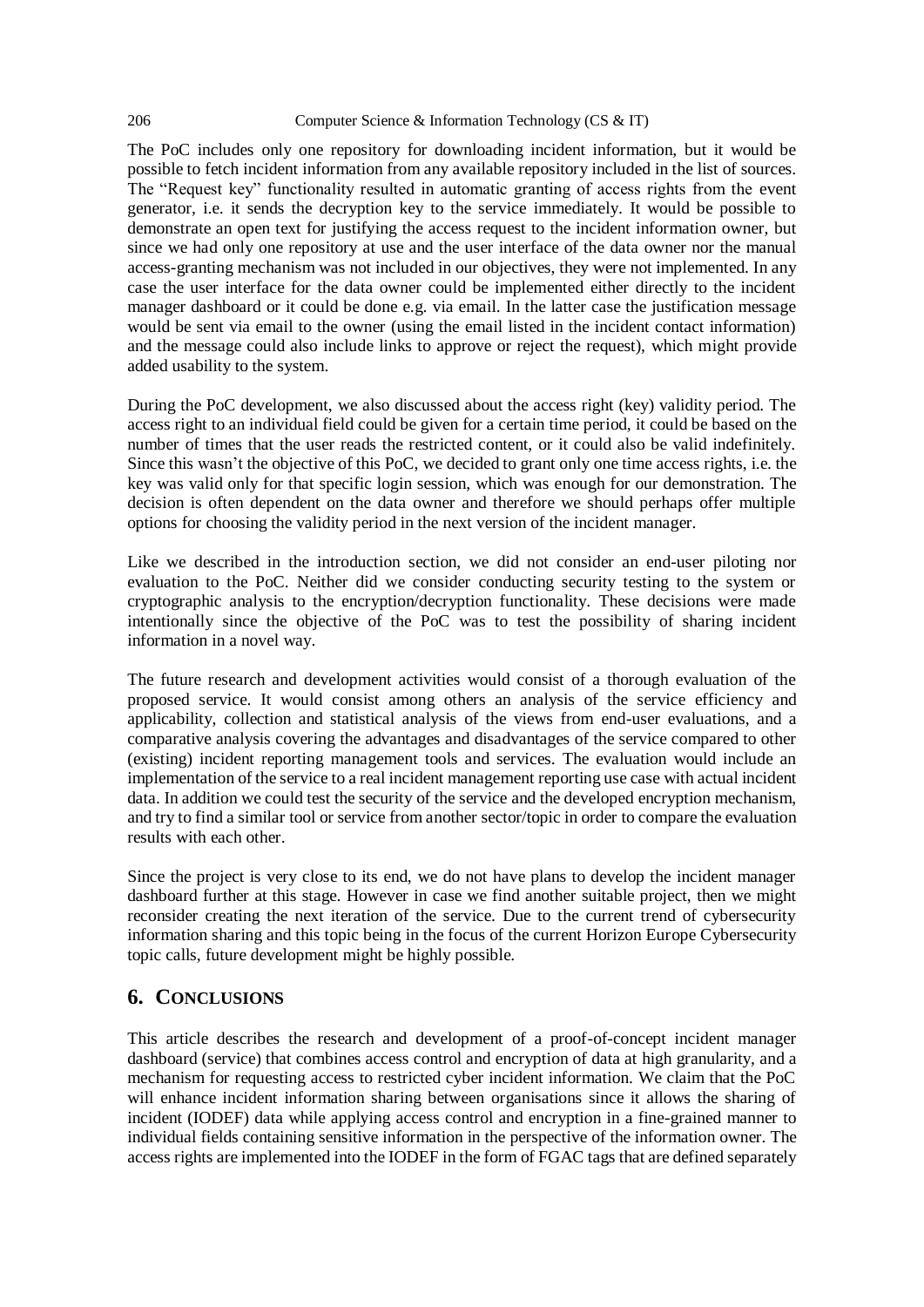The PoC includes only one repository for downloading incident information, but it would be possible to fetch incident information from any available repository included in the list of sources. The "Request key" functionality resulted in automatic granting of access rights from the event generator, i.e. it sends the decryption key to the service immediately. It would be possible to demonstrate an open text for justifying the access request to the incident information owner, but since we had only one repository at use and the user interface of the data owner nor the manual access-granting mechanism was not included in our objectives, they were not implemented. In any case the user interface for the data owner could be implemented either directly to the incident manager dashboard or it could be done e.g. via email. In the latter case the justification message would be sent via email to the owner (using the email listed in the incident contact information) and the message could also include links to approve or reject the request), which might provide added usability to the system.

During the PoC development, we also discussed about the access right (key) validity period. The access right to an individual field could be given for a certain time period, it could be based on the number of times that the user reads the restricted content, or it could also be valid indefinitely. Since this wasn't the objective of this PoC, we decided to grant only one time access rights, i.e. the key was valid only for that specific login session, which was enough for our demonstration. The decision is often dependent on the data owner and therefore we should perhaps offer multiple options for choosing the validity period in the next version of the incident manager.

Like we described in the introduction section, we did not consider an end-user piloting nor evaluation to the PoC. Neither did we consider conducting security testing to the system or cryptographic analysis to the encryption/decryption functionality. These decisions were made intentionally since the objective of the PoC was to test the possibility of sharing incident information in a novel way.

The future research and development activities would consist of a thorough evaluation of the proposed service. It would consist among others an analysis of the service efficiency and applicability, collection and statistical analysis of the views from end-user evaluations, and a comparative analysis covering the advantages and disadvantages of the service compared to other (existing) incident reporting management tools and services. The evaluation would include an implementation of the service to a real incident management reporting use case with actual incident data. In addition we could test the security of the service and the developed encryption mechanism, and try to find a similar tool or service from another sector/topic in order to compare the evaluation results with each other.

Since the project is very close to its end, we do not have plans to develop the incident manager dashboard further at this stage. However in case we find another suitable project, then we might reconsider creating the next iteration of the service. Due to the current trend of cybersecurity information sharing and this topic being in the focus of the current Horizon Europe Cybersecurity topic calls, future development might be highly possible.

## 6. Conclusions

This article describes the research and development of a proof-of-concept incident manager dashboard (service) that combines access control and encryption of data at high granularity, and a mechanism for requesting access to restricted cyber incident information. We claim that the PoC will enhance incident information sharing between organisations since it allows the sharing of incident (IODEF) data while applying access control and encryption in a fine-grained manner to individual fields containing sensitive information in the perspective of the information owner. The access rights are implemented into the IODEF in the form of FGAC tags that are defined separately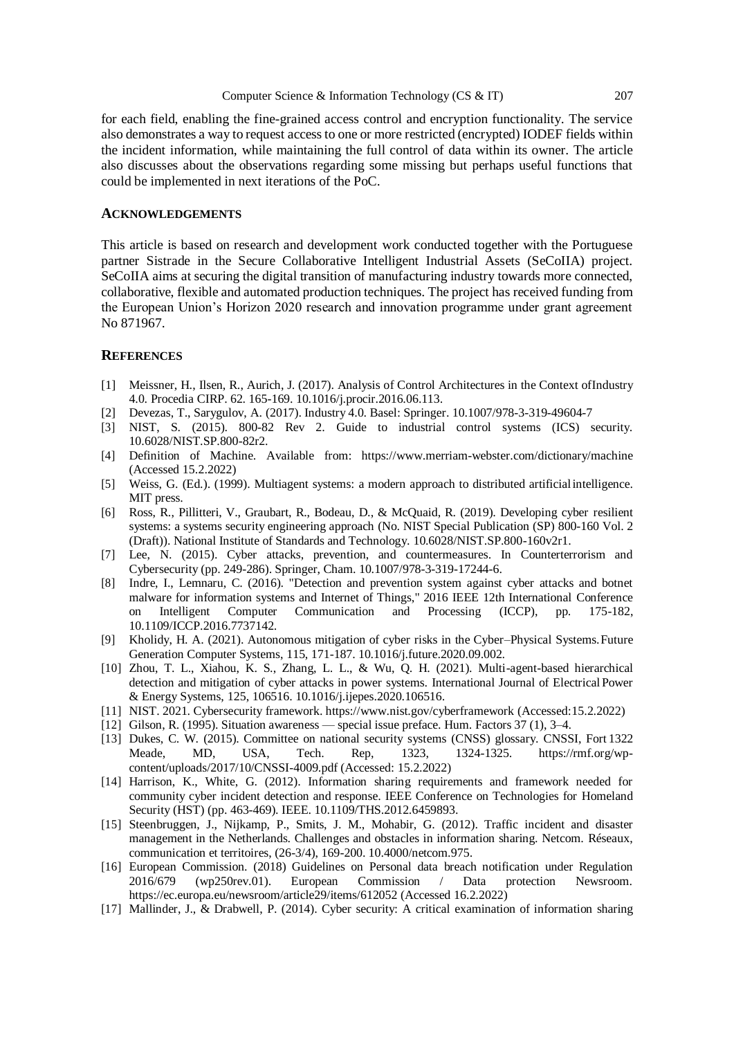for each field, enabling the fine-grained access control and encryption functionality. The service also demonstrates a way to request access to one or more restricted (encrypted) IODEF fields within the incident information, while maintaining the full control of data within its owner. The article also discusses about the observations regarding some missing but perhaps useful functions that could be implemented in next iterations of the PoC.

## ACKNOWLEDGEMENTS

This article is based on research and development work conducted together with the Portuguese partner Sistrade in the Secure Collaborative Intelligent Industrial Assets (SeCoIIA) project. SeCoIIA aims at securing the digital transition of manufacturing industry towards more connected, collaborative, flexible and automated production techniques. The project has received funding from the European Union's Horizon 2020 research and innovation programme under grant agreement No 871967.

## REFERENCES

[1] Meissner, H., Ilsen, R., Aurich, J. (2017). Analysis of Control Architectures in the Context ofIndustry 4.0. Procedia CIRP. 62. 165-169. 10.1016/j.procir.2016.06.113.

[2] Devezas, T., Sarygulov, A. (2017). Industry 4.0. Basel: Springer. 10.1007/978-3-319-49604-7

[3] NIST, S. (2015). 800-82 Rev 2. Guide to industrial control systems (ICS) security. 10.6028/NIST.SP.800-82r2.

[4] Definition of Machine. Available from: https://www.merriam-webster.com/dictionary/machine (Accessed 15.2.2022)

[5] Weiss, G. (Ed.). (1999). Multiagent systems: a modern approach to distributed artificial intelligence. MIT press.

[6] Ross, R., Pillitteri, V., Graubart, R., Bodeau, D., & McQuaid, R. (2019). Developing cyber resilient systems: a systems security engineering approach (No. NIST Special Publication (SP) 800-160 Vol. 2 (Draft)). National Institute of Standards and Technology. 10.6028/NIST.SP.800-160v2r1.

[7] Lee, N. (2015). Cyber attacks, prevention, and countermeasures. In Counterterrorism and Cybersecurity (pp. 249-286). Springer, Cham. 10.1007/978-3-319-17244-6.

[8] Indre, I., Lemnaru, C. (2016). "Detection and prevention system against cyber attacks and botnet malware for information systems and Internet of Things," 2016 IEEE 12th International Conference on Intelligent Computer Communication and Processing (ICCP), pp. 175-182, 10.1109/ICCP.2016.7737142.

[9] Kholidy, H. A. (2021). Autonomous mitigation of cyber risks in the Cyber–Physical Systems. Future Generation Computer Systems, 115, 171-187. 10.1016/j.future.2020.09.002.

[10] Zhou, T. L., Xiahou, K. S., Zhang, L. L., & Wu, Q. H. (2021). Multi-agent-based hierarchical detection and mitigation of cyber attacks in power systems. International Journal of Electrical Power & Energy Systems, 125, 106516. 10.1016/j.ijepes.2020.106516.

[11] NIST. 2021. Cybersecurity framework. https://www.nist.gov/cyberframework (Accessed:15.2.2022)

[12] Gilson, R. (1995). Situation awareness — special issue preface. Hum. Factors 37 (1), 3–4.

[13] Dukes, C. W. (2015). Committee on national security systems (CNSS) glossary. CNSSI, Fort 1322 Meade, MD, USA, Tech. Rep, 1323, 1324-1325. https://rmf.org/wp-content/uploads/2017/10/CNSSI-4009.pdf (Accessed: 15.2.2022)

[14] Harrison, K., White, G. (2012). Information sharing requirements and framework needed for community cyber incident detection and response. IEEE Conference on Technologies for Homeland Security (HST) (pp. 463-469). IEEE. 10.1109/THS.2012.6459893.

[15] Steenbruggen, J., Nijkamp, P., Smits, J. M., Mohabir, G. (2012). Traffic incident and disaster management in the Netherlands. Challenges and obstacles in information sharing. Netcom. Réseaux, communication et territoires, (26-3/4), 169-200. 10.4000/netcom.975.

[16] European Commission. (2018) Guidelines on Personal data breach notification under Regulation 2016/679 (wp250rev.01). European Commission / Data protection Newsroom. https://ec.europa.eu/newsroom/article29/items/612052 (Accessed 16.2.2022)

[17] Mallinder, J., & Drabwell, P. (2014). Cyber security: A critical examination of information sharing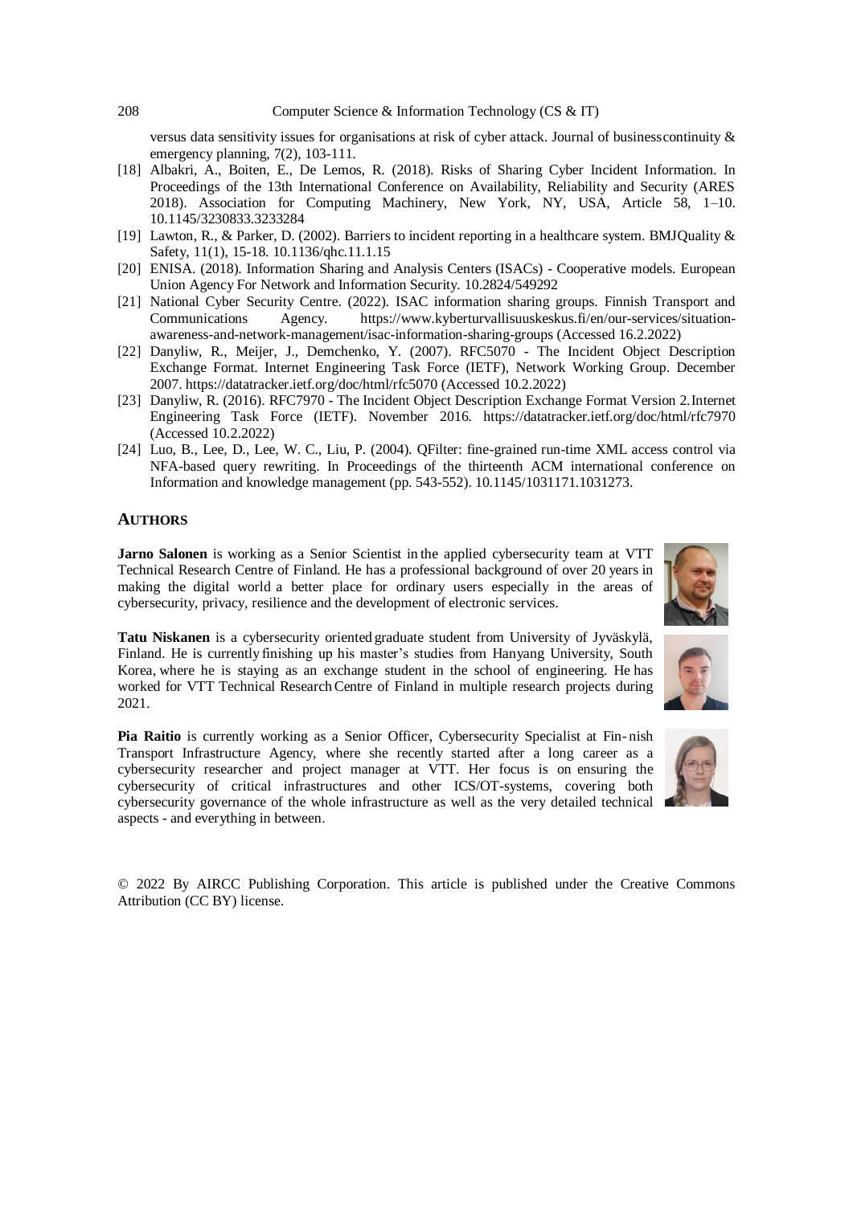versus data sensitivity issues for organisations at risk of cyber attack. Journal of business continuity & emergency planning, 7(2), 103-111.

[18] Albakri, A., Boiten, E., De Lemos, R. (2018). Risks of Sharing Cyber Incident Information. In Proceedings of the 13th International Conference on Availability, Reliability and Security (ARES 2018). Association for Computing Machinery, New York, NY, USA, Article 58, 1–10. 10.1145/3230833.3233284

[19] Lawton, R., & Parker, D. (2002). Barriers to incident reporting in a healthcare system. BMJQuality & Safety, 11(1), 15-18. 10.1136/qhc.11.1.15

[20] ENISA. (2018). Information Sharing and Analysis Centers (ISACs) - Cooperative models. European Union Agency For Network and Information Security. 10.2824/549292

[21] National Cyber Security Centre. (2022). ISAC information sharing groups. Finnish Transport and Communications Agency. https://www.kyberturvallisuuskeskus.fi/en/our-services/situation-awareness-and-network-management/isac-information-sharing-groups (Accessed 16.2.2022)

[22] Danyliw, R., Meijer, J., Demchenko, Y. (2007). RFC5070 - The Incident Object Description Exchange Format. Internet Engineering Task Force (IETF), Network Working Group. December 2007. https://datatracker.ietf.org/doc/html/rfc5070 (Accessed 10.2.2022)

[23] Danyliw, R. (2016). RFC7970 - The Incident Object Description Exchange Format Version 2. Internet Engineering Task Force (IETF). November 2016. https://datatracker.ietf.org/doc/html/rfc7970 (Accessed 10.2.2022)

[24] Luo, B., Lee, D., Lee, W. C., Liu, P. (2004). QFilter: fine-grained run-time XML access control via NFA-based query rewriting. In Proceedings of the thirteenth ACM international conference on Information and knowledge management (pp. 543-552). 10.1145/1031171.1031273.

## AUTHORS

**Jarno Salonen** is working as a Senior Scientist in the applied cybersecurity team at VTT Technical Research Centre of Finland. He has a professional background of over 20 years in making the digital world a better place for ordinary users especially in the areas of cybersecurity, privacy, resilience and the development of electronic services.

**Tatu Niskanen** is a cybersecurity oriented graduate student from University of Jyväskylä, Finland. He is currently finishing up his master's studies from Hanyang University, South Korea, where he is staying as an exchange student in the school of engineering. He has worked for VTT Technical Research Centre of Finland in multiple research projects during 2021.

**Pia Raitio** is currently working as a Senior Officer, Cybersecurity Specialist at Finnish Transport Infrastructure Agency, where she recently started after a long career as a cybersecurity researcher and project manager at VTT. Her focus is on ensuring the cybersecurity of critical infrastructures and other ICS/OT-systems, covering both cybersecurity governance of the whole infrastructure as well as the very detailed technical aspects - and everything in between.

© 2022 By AIRCC Publishing Corporation. This article is published under the Creative Commons Attribution (CC BY) license.